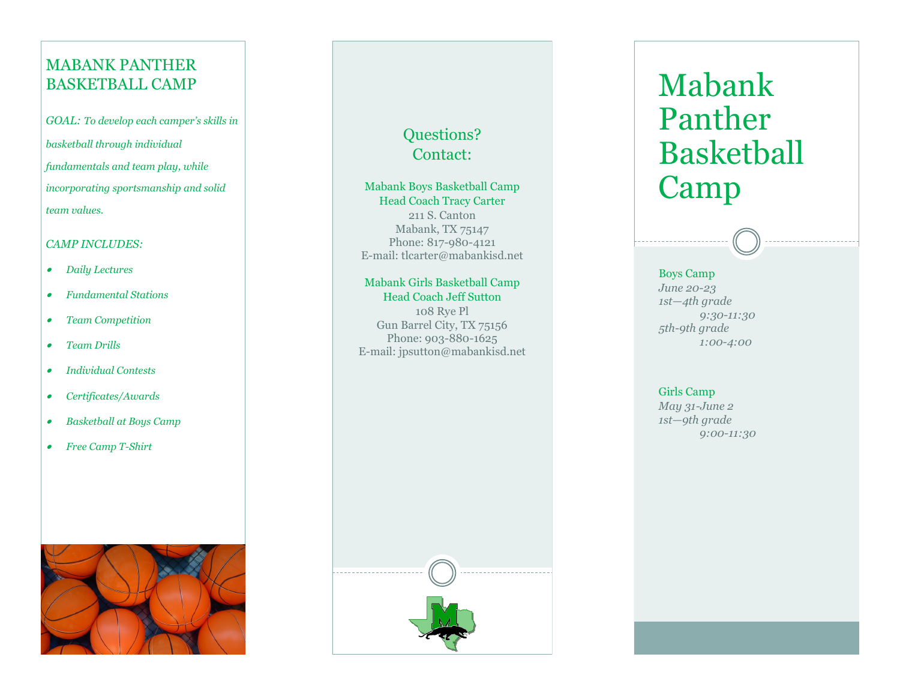# MABANK PANTHER BASKETBALL CAMP

*GOAL: To develop each camper's skills in basketball through individual fundamentals and team play, while incorporating sportsmanship and solid team values.*

*CAMP INCLUDES:*

- *Daily Lectures*
- *Fundamental Stations*
- *Team Competition*
- *Team Drills*
- *Individual Contests*
- *Certificates/Awards*
- *Basketball at Boys Camp*
- *Free Camp T-Shirt*

## Questions? Contact:

Mabank Boys Basketball Camp
Head Coach Tracy Carter
211 S. Canton
Mabank, TX 75147
Phone: 817-980-4121
E-mail: tlcarter@mabankisd.net

Mabank Girls Basketball Camp
Head Coach Jeff Sutton
108 Rye Pl
Gun Barrel City, TX 75156
Phone: 903-880-1625
E-mail: jpsutton@mabankisd.net

# Mabank Panther Basketball Camp

Boys Camp
*June 20-23*
*1st—4th grade*
*9:30-11:30*
*5th-9th grade*
*1:00-4:00*

Girls Camp
*May 31-June 2*
*1st—9th grade*
*9:00-11:30*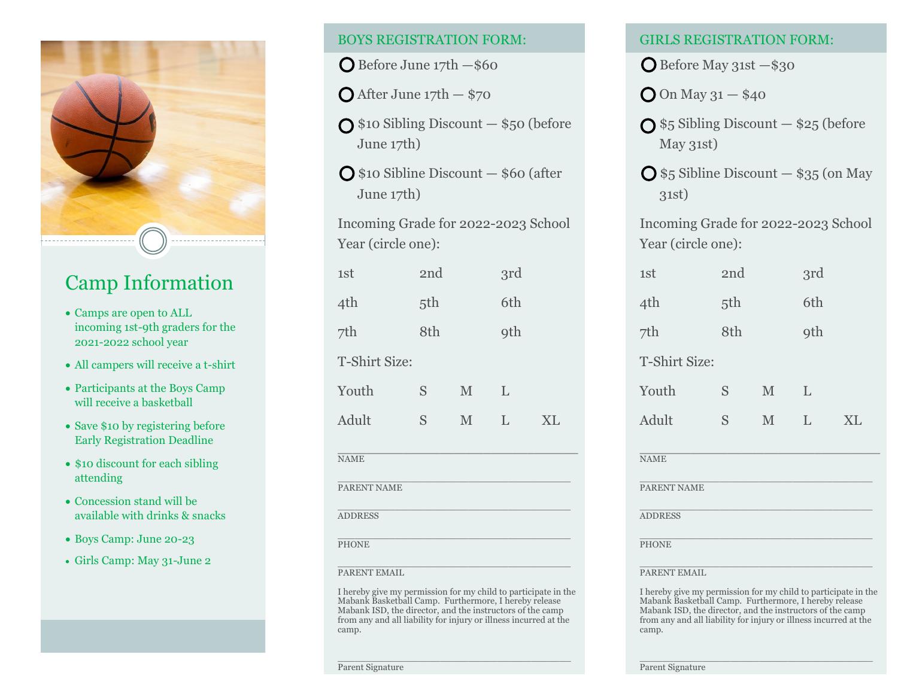## Camp Information

- Camps are open to ALL incoming 1st-9th graders for the 2021-2022 school year
- All campers will receive a t-shirt
- Participants at the Boys Camp will receive a basketball
- Save $10 by registering before Early Registration Deadline
- $10 discount for each sibling attending
- Concession stand will be available with drinks & snacks
- Boys Camp: June 20-23
- Girls Camp: May 31-June 2

## BOYS REGISTRATION FORM:

- Before June 17th —$60
- After June 17th — $70
- $10 Sibling Discount — $50 (before June 17th)
- $10 Sibline Discount — $60 (after June 17th)

Incoming Grade for 2022-2023 School Year (circle one):

| | | |
|---|---|---|
| 1st | 2nd | 3rd |
| 4th | 5th | 6th |
| 7th | 8th | 9th |

T-Shirt Size:

| | | | | |
|---|---|---|---|---|
| Youth | S | M | L | |
| Adult | S | M | L | XL |

_______________________________
NAME

_______________________________
PARENT NAME

_______________________________
ADDRESS

_______________________________
PHONE

_______________________________
PARENT EMAIL

I hereby give my permission for my child to participate in the Mabank Basketball Camp. Furthermore, I hereby release Mabank ISD, the director, and the instructors of the camp from any and all liability for injury or illness incurred at the camp.

_______________________________
Parent Signature

## GIRLS REGISTRATION FORM:

- Before May 31st —$30
- On May 31 — $40
- $5 Sibling Discount — $25 (before May 31st)
- $5 Sibline Discount — $35 (on May 31st)

Incoming Grade for 2022-2023 School Year (circle one):

| | | |
|---|---|---|
| 1st | 2nd | 3rd |
| 4th | 5th | 6th |
| 7th | 8th | 9th |

T-Shirt Size:

| | | | | |
|---|---|---|---|---|
| Youth | S | M | L | |
| Adult | S | M | L | XL |

_______________________________
NAME

_______________________________
PARENT NAME

_______________________________
ADDRESS

_______________________________
PHONE

_______________________________
PARENT EMAIL

I hereby give my permission for my child to participate in the Mabank Basketball Camp. Furthermore, I hereby release Mabank ISD, the director, and the instructors of the camp from any and all liability for injury or illness incurred at the camp.

_______________________________
Parent Signature